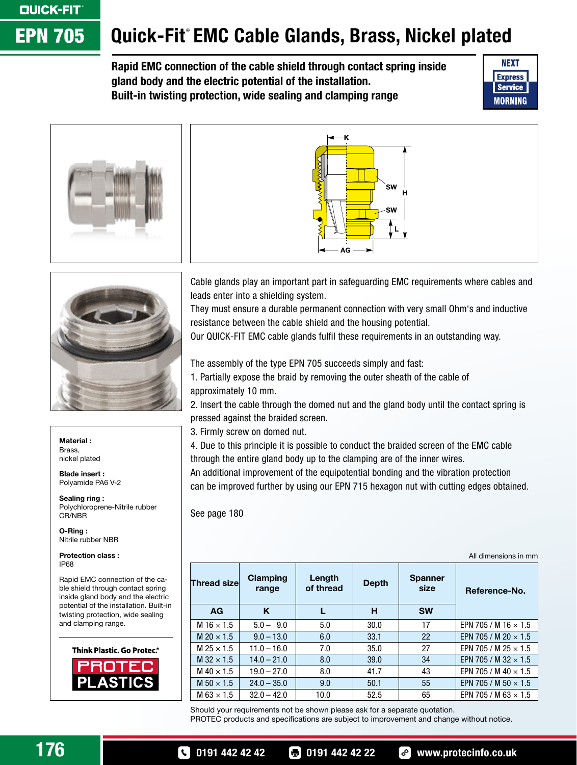QUICK-FIT

# EPN 705

# Quick-Fit® EMC Cable Glands, Brass, Nickel plated

**Rapid EMC connection of the cable shield through contact spring inside gland body and the electric potential of the installation.**
**Built-in twisting protection, wide sealing and clamping range**

NEXT Express Service MORNING

K, SW, H, SW, L, AG

Cable glands play an important part in safeguarding EMC requirements where cables and leads enter into a shielding system.
They must ensure a durable permanent connection with very small Ohm's and inductive resistance between the cable shield and the housing potential.
Our QUICK-FIT EMC cable glands fulfil these requirements in an outstanding way.

The assembly of the type EPN 705 succeeds simply and fast:
1. Partially expose the braid by removing the outer sheath of the cable of approximately 10 mm.
2. Insert the cable through the domed nut and the gland body until the contact spring is pressed against the braided screen.
3. Firmly screw on domed nut.
4. Due to this principle it is possible to conduct the braided screen of the EMC cable through the entire gland body up to the clamping are of the inner wires.
An additional improvement of the equipotential bonding and the vibration protection can be improved further by using our EPN 715 hexagon nut with cutting edges obtained.

See page 180

**Material :**
Brass,
nickel plated

**Blade insert :**
Polyamide PA6 V-2

**Sealing ring :**
Polychloroprene-Nitrile rubber CR/NBR

**O-Ring :**
Nitrile rubber NBR

**Protection class :**
IP68

Rapid EMC connection of the cable shield through contact spring inside gland body and the electric potential of the installation. Built-in twisting protection, wide sealing and clamping range.

Think Plastic. Go Protec.® PROTEC PLASTICS

All dimensions in mm

| Thread size | Clamping range | Length of thread | Depth | Spanner size | Reference-No. |
|---|---|---|---|---|---|
| AG | K | L | H | SW | |
| M 16 × 1.5 | 5.0 – 9.0 | 5.0 | 30.0 | 17 | EPN 705 / M 16 × 1.5 |
| M 20 × 1.5 | 9.0 – 13.0 | 6.0 | 33.1 | 22 | EPN 705 / M 20 × 1.5 |
| M 25 × 1.5 | 11.0 – 16.0 | 7.0 | 35.0 | 27 | EPN 705 / M 25 × 1.5 |
| M 32 × 1.5 | 14.0 – 21.0 | 8.0 | 39.0 | 34 | EPN 705 / M 32 × 1.5 |
| M 40 × 1.5 | 19.0 – 27.0 | 8.0 | 41.7 | 43 | EPN 705 / M 40 × 1.5 |
| M 50 × 1.5 | 24.0 – 35.0 | 9.0 | 50.1 | 55 | EPN 705 / M 50 × 1.5 |
| M 63 × 1.5 | 32.0 – 42.0 | 10.0 | 52.5 | 65 | EPN 705 / M 63 × 1.5 |

Should your requirements not be shown please ask for a separate quotation.
PROTEC products and specifications are subject to improvement and change without notice.

0191 442 42 42 0191 442 42 22 www.protecinfo.co.uk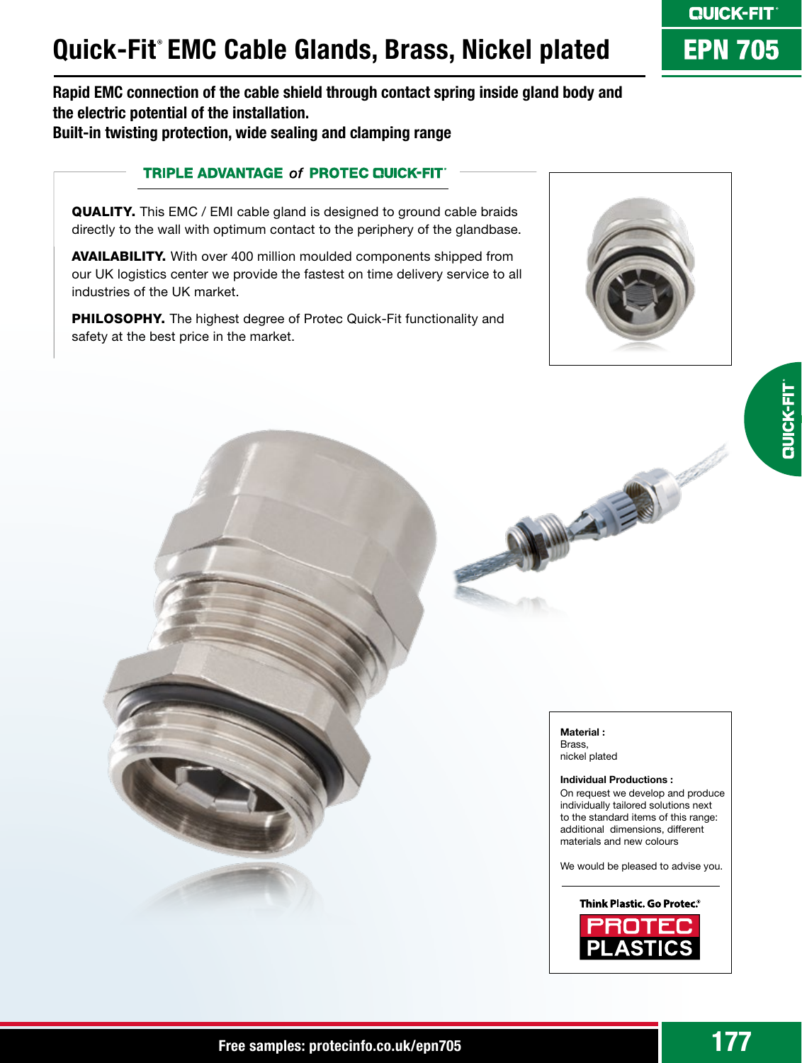# Quick-Fit® EMC Cable Glands, Brass, Nickel plated

QUICK-FIT®

## EPN 705

**Rapid EMC connection of the cable shield through contact spring inside gland body and the electric potential of the installation.**
**Built-in twisting protection, wide sealing and clamping range**

### TRIPLE ADVANTAGE *of* PROTEC QUICK-FIT®

**QUALITY.** This EMC / EMI cable gland is designed to ground cable braids directly to the wall with optimum contact to the periphery of the glandbase.

**AVAILABILITY.** With over 400 million moulded components shipped from our UK logistics center we provide the fastest on time delivery service to all industries of the UK market.

**PHILOSOPHY.** The highest degree of Protec Quick-Fit functionality and safety at the best price in the market.

**Material :**
Brass,
nickel plated

**Individual Productions :**
On request we develop and produce individually tailored solutions next to the standard items of this range: additional dimensions, different materials and new colours

We would be pleased to advise you.

Think Plastic. Go Protec.®

PROTEC PLASTICS

Free samples: protecinfo.co.uk/epn705